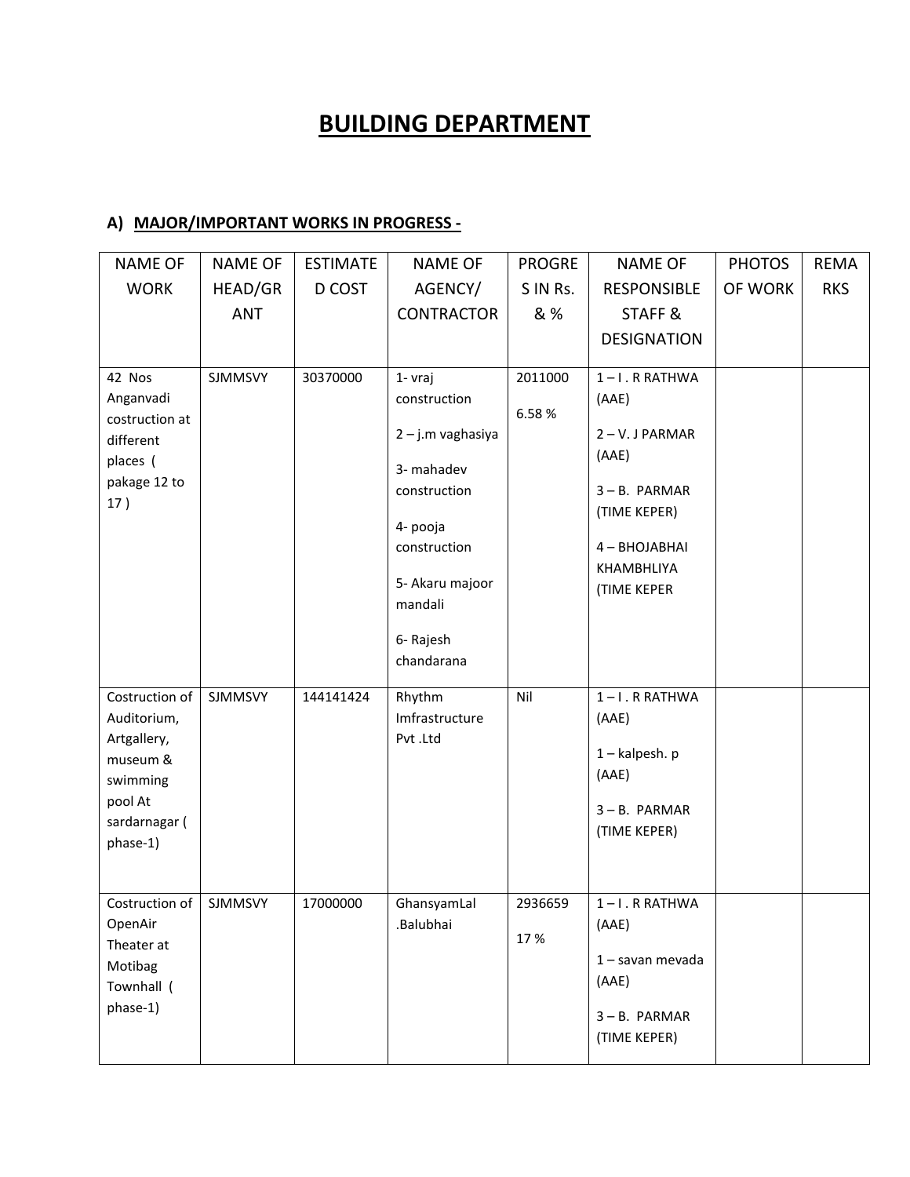# BUILDING DEPARTMENT

## A) MAJOR/IMPORTANT WORKS IN PROGRESS -

| NAME OF WORK | NAME OF HEAD/GRANT | ESTIMATED COST | NAME OF AGENCY/ CONTRACTOR | PROGRESS IN Rs. & % | NAME OF RESPONSIBLE STAFF & DESIGNATION | PHOTOS OF WORK | REMARKS |
|---|---|---|---|---|---|---|---|
| 42 Nos Anganvadi costruction at different places ( pakage 12 to 17 ) | SJMMSVY | 30370000 | 1- vraj construction<br>2 – j.m vaghasiya<br>3- mahadev construction<br>4- pooja construction<br>5- Akaru majoor mandali<br>6- Rajesh chandarana | 2011000<br>6.58 % | 1 – I . R RATHWA (AAE)<br>2 – V. J PARMAR (AAE)<br>3 – B. PARMAR (TIME KEPER)<br>4 – BHOJABHAI KHAMBHLIYA (TIME KEPER | | |
| Costruction of Auditorium, Artgallery, museum & swimming pool At sardarnagar ( phase-1) | SJMMSVY | 144141424 | Rhythm Imfrastructure Pvt .Ltd | Nil | 1 – I . R RATHWA (AAE)<br>1 – kalpesh. p (AAE)<br>3 – B. PARMAR (TIME KEPER) | | |
| Costruction of OpenAir Theater at Motibag Townhall ( phase-1) | SJMMSVY | 17000000 | GhansyamLal .Balubhai | 2936659<br>17 % | 1 – I . R RATHWA (AAE)<br>1 – savan mevada (AAE)<br>3 – B. PARMAR (TIME KEPER) | | |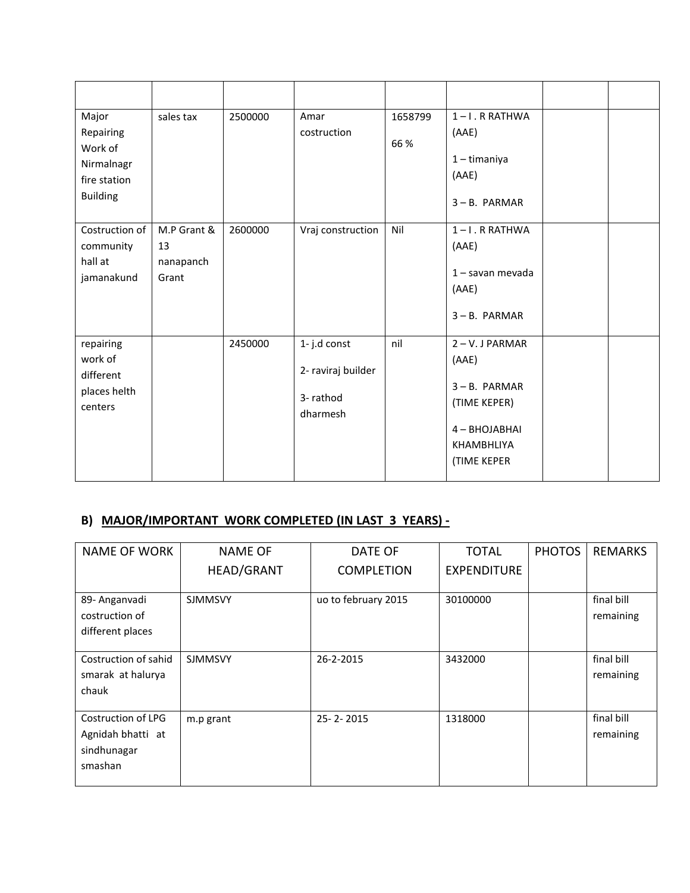| | | | | | | | |
|---|---|---|---|---|---|---|---|
| Major Repairing Work of Nirmalnagr fire station Building | sales tax | 2500000 | Amar costruction | 1658799<br><br>66 % | 1 – I . R RATHWA (AAE)<br><br>1 – timaniya (AAE)<br><br>3 – B. PARMAR | | |
| Costruction of community hall at jamanakund | M.P Grant & 13 nanapanch Grant | 2600000 | Vraj construction | Nil | 1 – I . R RATHWA (AAE)<br><br>1 – savan mevada (AAE)<br><br>3 – B. PARMAR | | |
| repairing work of different places helth centers | | 2450000 | 1- j.d const<br><br>2- raviraj builder<br><br>3- rathod dharmesh | nil | 2 – V. J PARMAR (AAE)<br><br>3 – B. PARMAR (TIME KEPER)<br><br>4 – BHOJABHAI KHAMBHLIYA (TIME KEPER | | |

## B) MAJOR/IMPORTANT WORK COMPLETED (IN LAST 3 YEARS) -

| NAME OF WORK | NAME OF HEAD/GRANT | DATE OF COMPLETION | TOTAL EXPENDITURE | PHOTOS | REMARKS |
|---|---|---|---|---|---|
| 89- Anganvadi costruction of different places | SJMMSVY | uo to february 2015 | 30100000 | | final bill remaining |
| Costruction of sahid smarak at halurya chauk | SJMMSVY | 26-2-2015 | 3432000 | | final bill remaining |
| Costruction of LPG Agnidah bhatti at sindhunagar smashan | m.p grant | 25- 2- 2015 | 1318000 | | final bill remaining |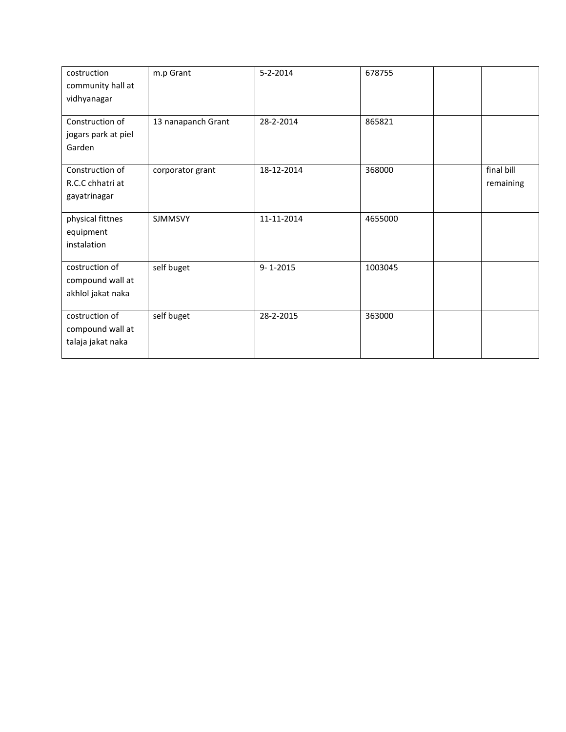| | | | | | |
|---|---|---|---|---|---|
| costruction community hall at vidhyanagar | m.p Grant | 5-2-2014 | 678755 | | |
| Construction of jogars park at piel Garden | 13 nanapanch Grant | 28-2-2014 | 865821 | | |
| Construction of R.C.C chhatri at gayatrinagar | corporator grant | 18-12-2014 | 368000 | | final bill remaining |
| physical fittnes equipment instalation | SJMMSVY | 11-11-2014 | 4655000 | | |
| costruction of compound wall at akhlol jakat naka | self buget | 9- 1-2015 | 1003045 | | |
| costruction of compound wall at talaja jakat naka | self buget | 28-2-2015 | 363000 | | |